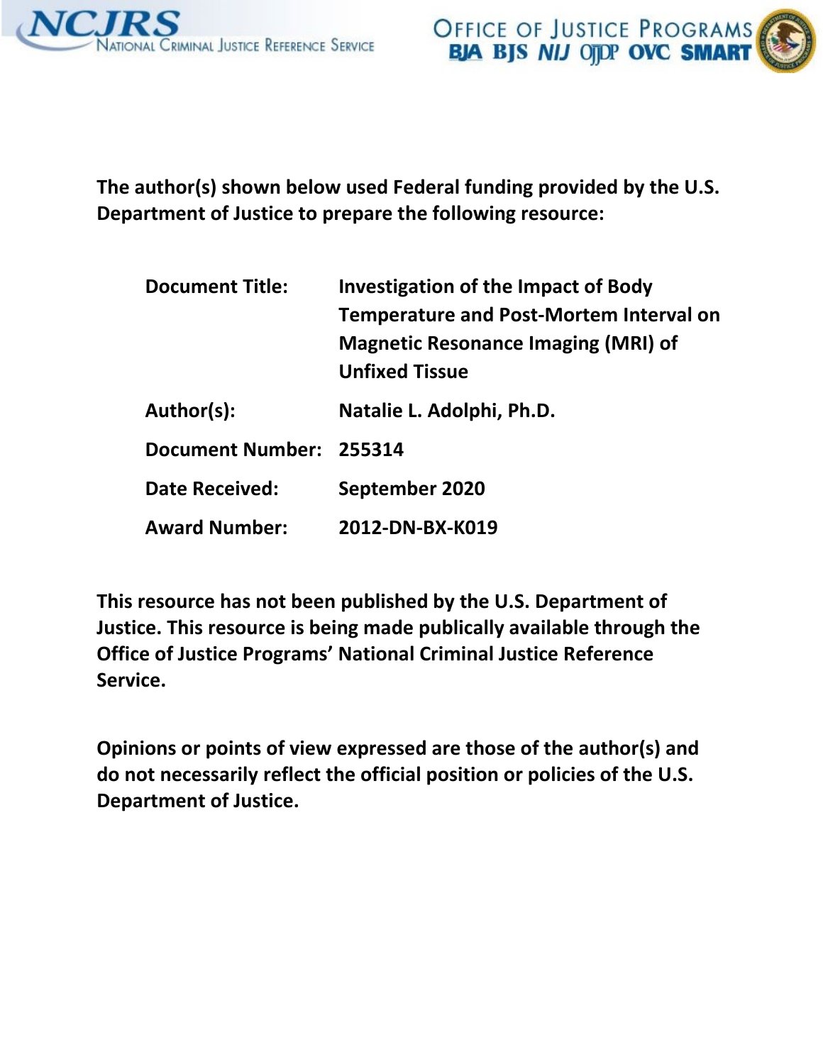The author(s) shown below used Federal funding provided by the U.S. Department of Justice to prepare the following resource:

| | |
|---|---|
| **Document Title:** | **Investigation of the Impact of Body Temperature and Post-Mortem Interval on Magnetic Resonance Imaging (MRI) of Unfixed Tissue** |
| **Author(s):** | **Natalie L. Adolphi, Ph.D.** |
| **Document Number:** | **255314** |
| **Date Received:** | **September 2020** |
| **Award Number:** | **2012-DN-BX-K019** |

**This resource has not been published by the U.S. Department of Justice. This resource is being made publically available through the Office of Justice Programs' National Criminal Justice Reference Service.**

**Opinions or points of view expressed are those of the author(s) and do not necessarily reflect the official position or policies of the U.S. Department of Justice.**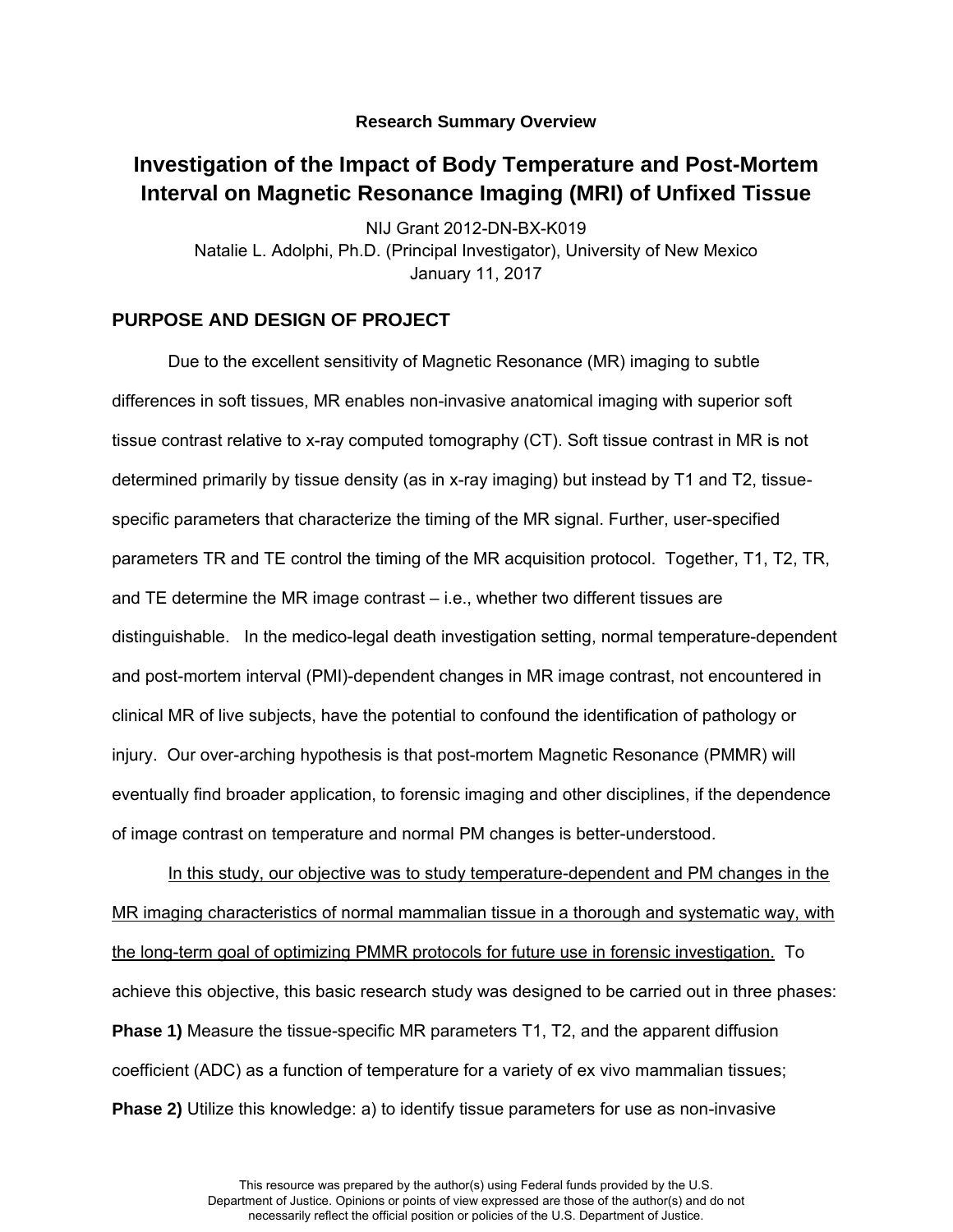**Research Summary Overview**

# Investigation of the Impact of Body Temperature and Post-Mortem Interval on Magnetic Resonance Imaging (MRI) of Unfixed Tissue

NIJ Grant 2012-DN-BX-K019
Natalie L. Adolphi, Ph.D. (Principal Investigator), University of New Mexico
January 11, 2017

## PURPOSE AND DESIGN OF PROJECT

Due to the excellent sensitivity of Magnetic Resonance (MR) imaging to subtle differences in soft tissues, MR enables non-invasive anatomical imaging with superior soft tissue contrast relative to x-ray computed tomography (CT). Soft tissue contrast in MR is not determined primarily by tissue density (as in x-ray imaging) but instead by T1 and T2, tissue-specific parameters that characterize the timing of the MR signal. Further, user-specified parameters TR and TE control the timing of the MR acquisition protocol. Together, T1, T2, TR, and TE determine the MR image contrast – i.e., whether two different tissues are distinguishable. In the medico-legal death investigation setting, normal temperature-dependent and post-mortem interval (PMI)-dependent changes in MR image contrast, not encountered in clinical MR of live subjects, have the potential to confound the identification of pathology or injury. Our over-arching hypothesis is that post-mortem Magnetic Resonance (PMMR) will eventually find broader application, to forensic imaging and other disciplines, if the dependence of image contrast on temperature and normal PM changes is better-understood.

<u>In this study, our objective was to study temperature-dependent and PM changes in the MR imaging characteristics of normal mammalian tissue in a thorough and systematic way, with the long-term goal of optimizing PMMR protocols for future use in forensic investigation.</u> To achieve this objective, this basic research study was designed to be carried out in three phases: **Phase 1)** Measure the tissue-specific MR parameters T1, T2, and the apparent diffusion coefficient (ADC) as a function of temperature for a variety of ex vivo mammalian tissues; **Phase 2)** Utilize this knowledge: a) to identify tissue parameters for use as non-invasive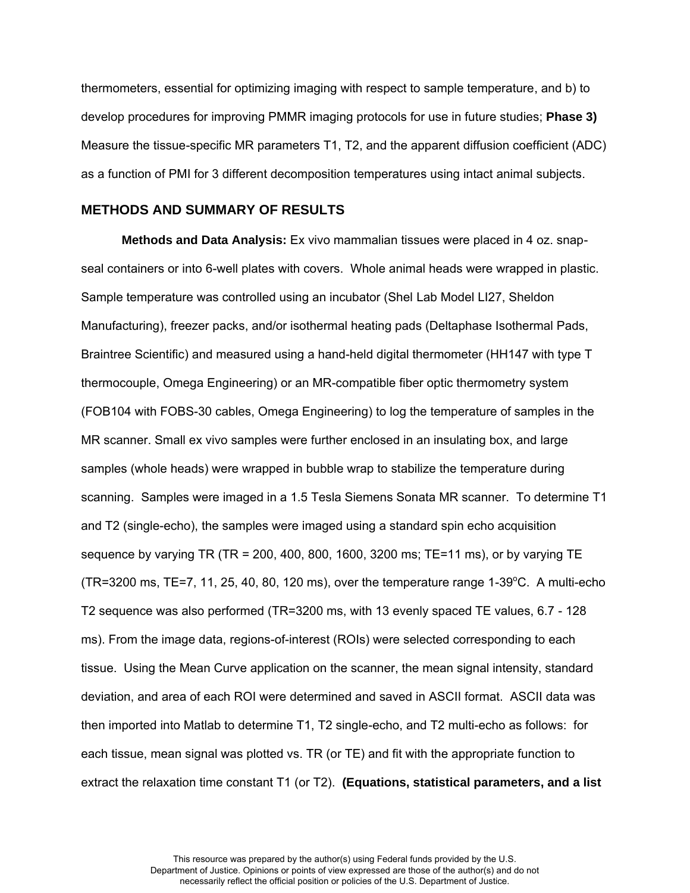thermometers, essential for optimizing imaging with respect to sample temperature, and b) to develop procedures for improving PMMR imaging protocols for use in future studies; **Phase 3)** Measure the tissue-specific MR parameters T1, T2, and the apparent diffusion coefficient (ADC) as a function of PMI for 3 different decomposition temperatures using intact animal subjects.

## METHODS AND SUMMARY OF RESULTS

**Methods and Data Analysis:** Ex vivo mammalian tissues were placed in 4 oz. snap-seal containers or into 6-well plates with covers. Whole animal heads were wrapped in plastic. Sample temperature was controlled using an incubator (Shel Lab Model LI27, Sheldon Manufacturing), freezer packs, and/or isothermal heating pads (Deltaphase Isothermal Pads, Braintree Scientific) and measured using a hand-held digital thermometer (HH147 with type T thermocouple, Omega Engineering) or an MR-compatible fiber optic thermometry system (FOB104 with FOBS-30 cables, Omega Engineering) to log the temperature of samples in the MR scanner. Small ex vivo samples were further enclosed in an insulating box, and large samples (whole heads) were wrapped in bubble wrap to stabilize the temperature during scanning. Samples were imaged in a 1.5 Tesla Siemens Sonata MR scanner. To determine T1 and T2 (single-echo), the samples were imaged using a standard spin echo acquisition sequence by varying TR (TR = 200, 400, 800, 1600, 3200 ms; TE=11 ms), or by varying TE (TR=3200 ms, TE=7, 11, 25, 40, 80, 120 ms), over the temperature range 1-39$^{o}$C. A multi-echo T2 sequence was also performed (TR=3200 ms, with 13 evenly spaced TE values, 6.7 - 128 ms). From the image data, regions-of-interest (ROIs) were selected corresponding to each tissue. Using the Mean Curve application on the scanner, the mean signal intensity, standard deviation, and area of each ROI were determined and saved in ASCII format. ASCII data was then imported into Matlab to determine T1, T2 single-echo, and T2 multi-echo as follows: for each tissue, mean signal was plotted vs. TR (or TE) and fit with the appropriate function to extract the relaxation time constant T1 (or T2). **(Equations, statistical parameters, and a list**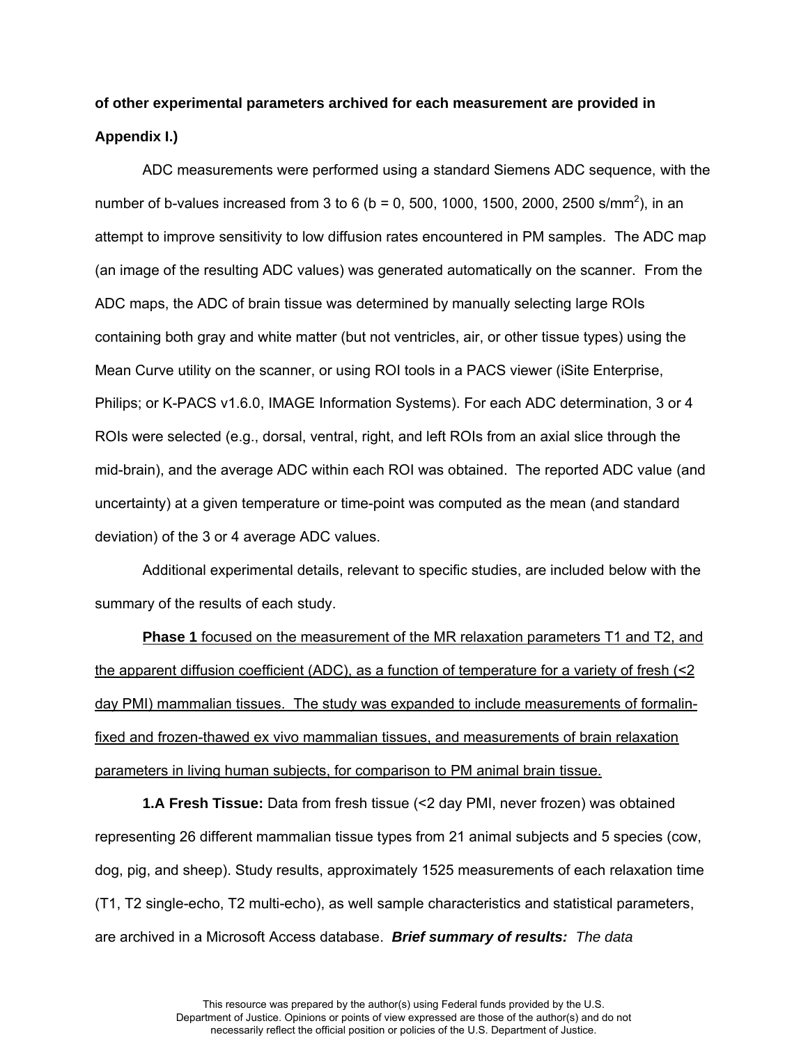**of other experimental parameters archived for each measurement are provided in Appendix I.)**

ADC measurements were performed using a standard Siemens ADC sequence, with the number of b-values increased from 3 to 6 (b = 0, 500, 1000, 1500, 2000, 2500 s/mm$^2$), in an attempt to improve sensitivity to low diffusion rates encountered in PM samples. The ADC map (an image of the resulting ADC values) was generated automatically on the scanner. From the ADC maps, the ADC of brain tissue was determined by manually selecting large ROIs containing both gray and white matter (but not ventricles, air, or other tissue types) using the Mean Curve utility on the scanner, or using ROI tools in a PACS viewer (iSite Enterprise, Philips; or K-PACS v1.6.0, IMAGE Information Systems). For each ADC determination, 3 or 4 ROIs were selected (e.g., dorsal, ventral, right, and left ROIs from an axial slice through the mid-brain), and the average ADC within each ROI was obtained. The reported ADC value (and uncertainty) at a given temperature or time-point was computed as the mean (and standard deviation) of the 3 or 4 average ADC values.

Additional experimental details, relevant to specific studies, are included below with the summary of the results of each study.

<u>**Phase 1** focused on the measurement of the MR relaxation parameters T1 and T2, and the apparent diffusion coefficient (ADC), as a function of temperature for a variety of fresh (<2 day PMI) mammalian tissues. The study was expanded to include measurements of formalin-fixed and frozen-thawed ex vivo mammalian tissues, and measurements of brain relaxation parameters in living human subjects, for comparison to PM animal brain tissue.</u>

**1.A Fresh Tissue:** Data from fresh tissue (<2 day PMI, never frozen) was obtained representing 26 different mammalian tissue types from 21 animal subjects and 5 species (cow, dog, pig, and sheep). Study results, approximately 1525 measurements of each relaxation time (T1, T2 single-echo, T2 multi-echo), as well sample characteristics and statistical parameters, are archived in a Microsoft Access database. ***Brief summary of results:*** *The data*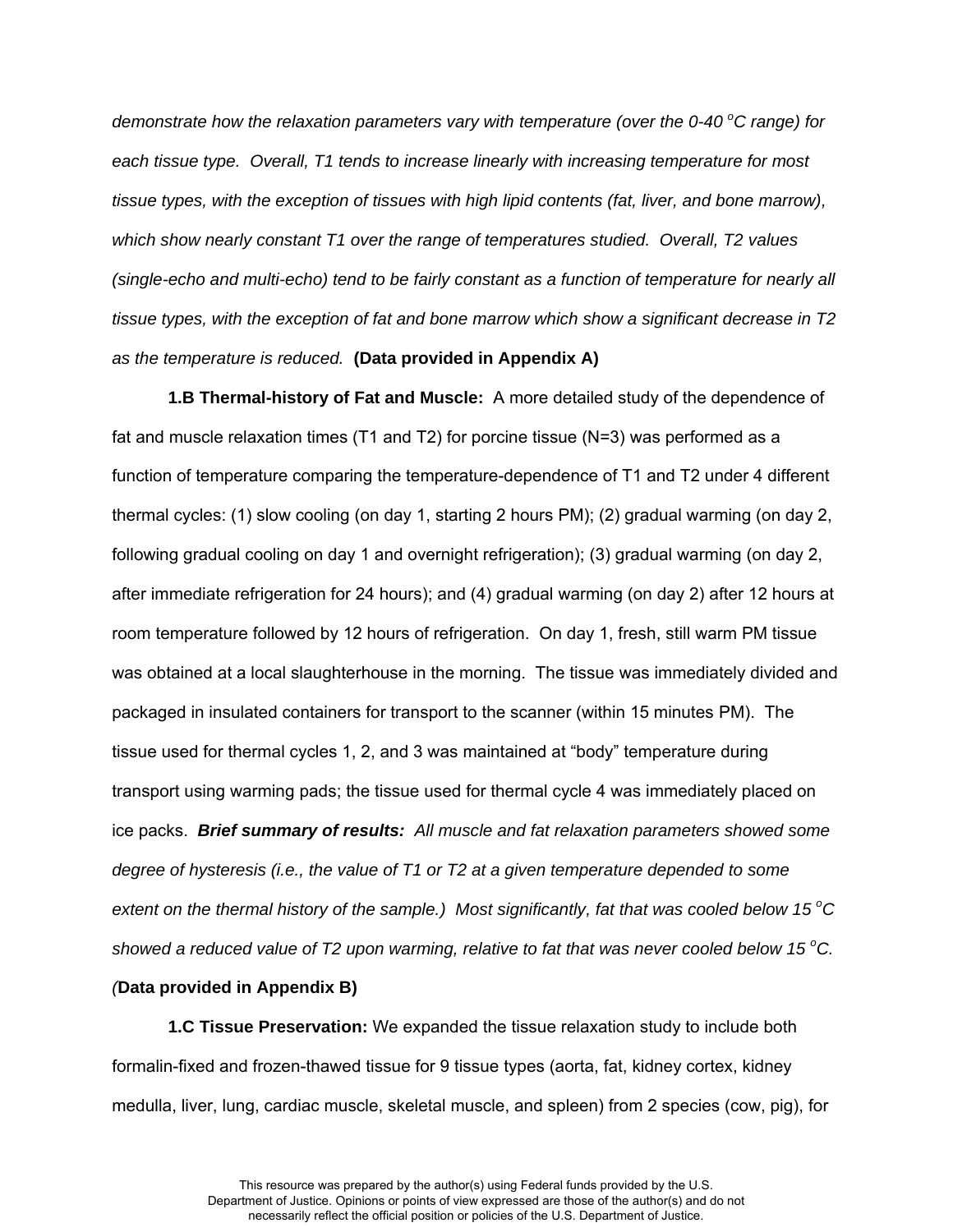*demonstrate how the relaxation parameters vary with temperature (over the 0-40 $^oC$ range) for each tissue type. Overall, T1 tends to increase linearly with increasing temperature for most tissue types, with the exception of tissues with high lipid contents (fat, liver, and bone marrow), which show nearly constant T1 over the range of temperatures studied. Overall, T2 values (single-echo and multi-echo) tend to be fairly constant as a function of temperature for nearly all tissue types, with the exception of fat and bone marrow which show a significant decrease in T2 as the temperature is reduced.* **(Data provided in Appendix A)**

**1.B Thermal-history of Fat and Muscle:** A more detailed study of the dependence of fat and muscle relaxation times (T1 and T2) for porcine tissue (N=3) was performed as a function of temperature comparing the temperature-dependence of T1 and T2 under 4 different thermal cycles: (1) slow cooling (on day 1, starting 2 hours PM); (2) gradual warming (on day 2, following gradual cooling on day 1 and overnight refrigeration); (3) gradual warming (on day 2, after immediate refrigeration for 24 hours); and (4) gradual warming (on day 2) after 12 hours at room temperature followed by 12 hours of refrigeration. On day 1, fresh, still warm PM tissue was obtained at a local slaughterhouse in the morning. The tissue was immediately divided and packaged in insulated containers for transport to the scanner (within 15 minutes PM). The tissue used for thermal cycles 1, 2, and 3 was maintained at "body" temperature during transport using warming pads; the tissue used for thermal cycle 4 was immediately placed on ice packs. ***Brief summary of results:*** *All muscle and fat relaxation parameters showed some degree of hysteresis (i.e., the value of T1 or T2 at a given temperature depended to some extent on the thermal history of the sample.) Most significantly, fat that was cooled below 15 $^oC$ showed a reduced value of T2 upon warming, relative to fat that was never cooled below 15 $^oC$.* *(***Data provided in Appendix B)**

**1.C Tissue Preservation:** We expanded the tissue relaxation study to include both formalin-fixed and frozen-thawed tissue for 9 tissue types (aorta, fat, kidney cortex, kidney medulla, liver, lung, cardiac muscle, skeletal muscle, and spleen) from 2 species (cow, pig), for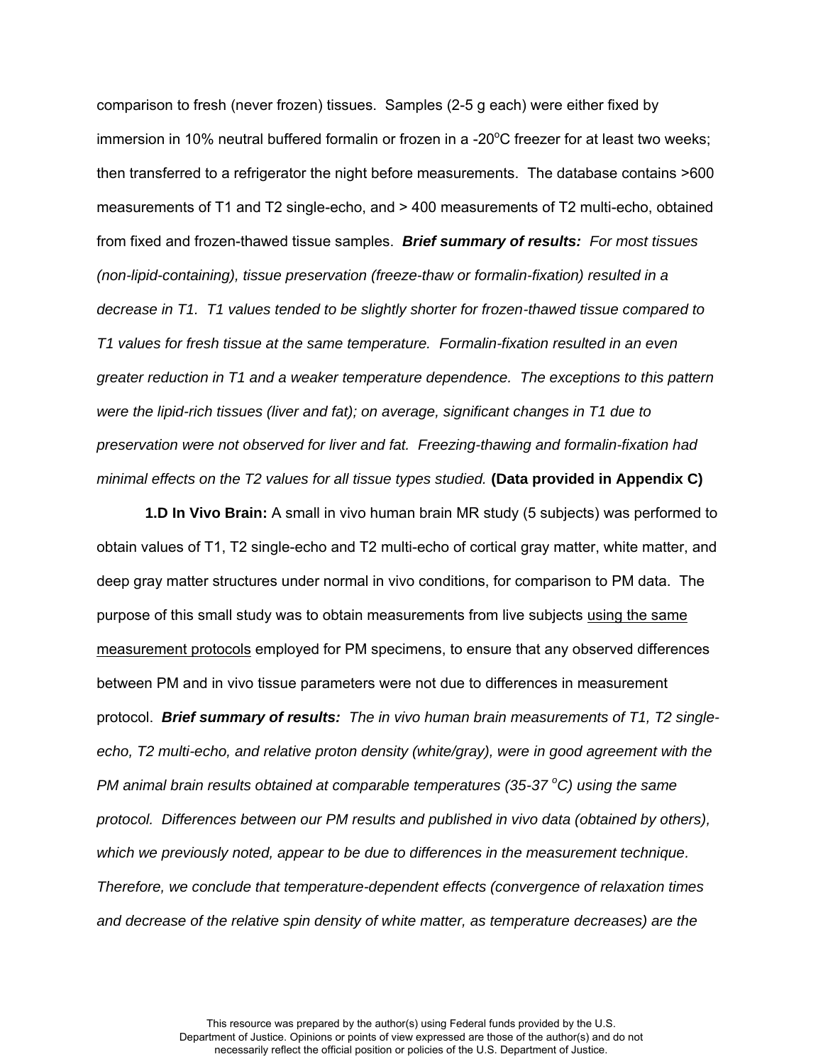comparison to fresh (never frozen) tissues. Samples (2-5 g each) were either fixed by immersion in 10% neutral buffered formalin or frozen in a -20°C freezer for at least two weeks; then transferred to a refrigerator the night before measurements. The database contains >600 measurements of T1 and T2 single-echo, and > 400 measurements of T2 multi-echo, obtained from fixed and frozen-thawed tissue samples. ***Brief summary of results:*** *For most tissues (non-lipid-containing), tissue preservation (freeze-thaw or formalin-fixation) resulted in a decrease in T1. T1 values tended to be slightly shorter for frozen-thawed tissue compared to T1 values for fresh tissue at the same temperature. Formalin-fixation resulted in an even greater reduction in T1 and a weaker temperature dependence. The exceptions to this pattern were the lipid-rich tissues (liver and fat); on average, significant changes in T1 due to preservation were not observed for liver and fat. Freezing-thawing and formalin-fixation had minimal effects on the T2 values for all tissue types studied.* **(Data provided in Appendix C)**

**1.D In Vivo Brain:** A small in vivo human brain MR study (5 subjects) was performed to obtain values of T1, T2 single-echo and T2 multi-echo of cortical gray matter, white matter, and deep gray matter structures under normal in vivo conditions, for comparison to PM data. The purpose of this small study was to obtain measurements from live subjects using the same measurement protocols employed for PM specimens, to ensure that any observed differences between PM and in vivo tissue parameters were not due to differences in measurement protocol. ***Brief summary of results:*** *The in vivo human brain measurements of T1, T2 single-echo, T2 multi-echo, and relative proton density (white/gray), were in good agreement with the PM animal brain results obtained at comparable temperatures (35-37 °C) using the same protocol. Differences between our PM results and published in vivo data (obtained by others), which we previously noted, appear to be due to differences in the measurement technique. Therefore, we conclude that temperature-dependent effects (convergence of relaxation times and decrease of the relative spin density of white matter, as temperature decreases) are the*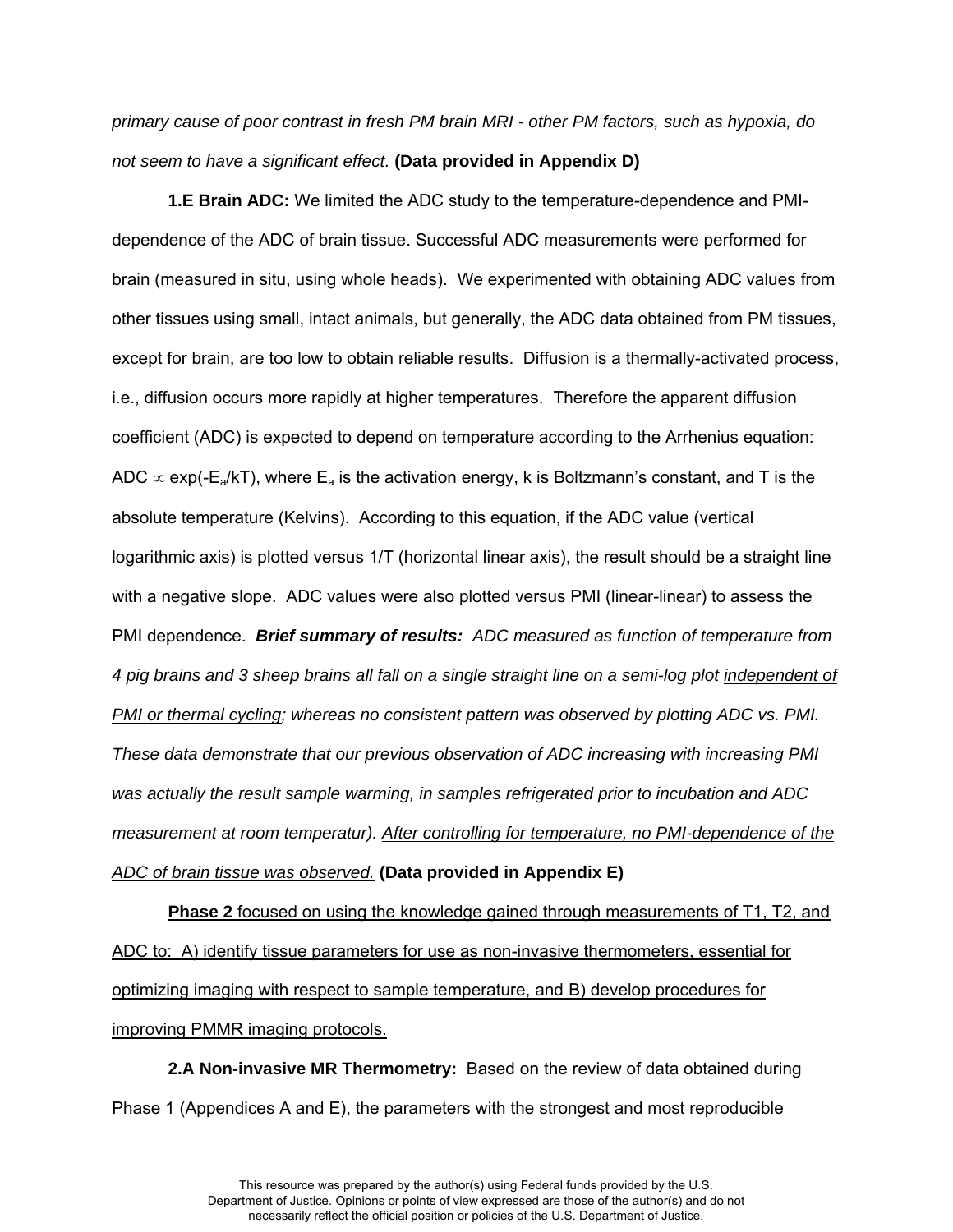*primary cause of poor contrast in fresh PM brain MRI - other PM factors, such as hypoxia, do not seem to have a significant effect.* **(Data provided in Appendix D)**

**1.E Brain ADC:** We limited the ADC study to the temperature-dependence and PMI-dependence of the ADC of brain tissue. Successful ADC measurements were performed for brain (measured in situ, using whole heads). We experimented with obtaining ADC values from other tissues using small, intact animals, but generally, the ADC data obtained from PM tissues, except for brain, are too low to obtain reliable results. Diffusion is a thermally-activated process, i.e., diffusion occurs more rapidly at higher temperatures. Therefore the apparent diffusion coefficient (ADC) is expected to depend on temperature according to the Arrhenius equation: $ADC \propto \exp(-E_a/kT)$, where $E_a$ is the activation energy, k is Boltzmann's constant, and T is the absolute temperature (Kelvins). According to this equation, if the ADC value (vertical logarithmic axis) is plotted versus 1/T (horizontal linear axis), the result should be a straight line with a negative slope. ADC values were also plotted versus PMI (linear-linear) to assess the PMI dependence. ***Brief summary of results:*** *ADC measured as function of temperature from 4 pig brains and 3 sheep brains all fall on a single straight line on a semi-log plot* *<u>independent of PMI or thermal cycling</u>; whereas no consistent pattern was observed by plotting ADC vs. PMI. These data demonstrate that our previous observation of ADC increasing with increasing PMI was actually the result sample warming, in samples refrigerated prior to incubation and ADC measurement at room temperatur).* *<u>After controlling for temperature, no PMI-dependence of the ADC of brain tissue was observed.</u>* **(Data provided in Appendix E)**

<u>**Phase 2** focused on using the knowledge gained through measurements of T1, T2, and ADC to: A) identify tissue parameters for use as non-invasive thermometers, essential for optimizing imaging with respect to sample temperature, and B) develop procedures for improving PMMR imaging protocols.</u>

**2.A Non-invasive MR Thermometry:** Based on the review of data obtained during Phase 1 (Appendices A and E), the parameters with the strongest and most reproducible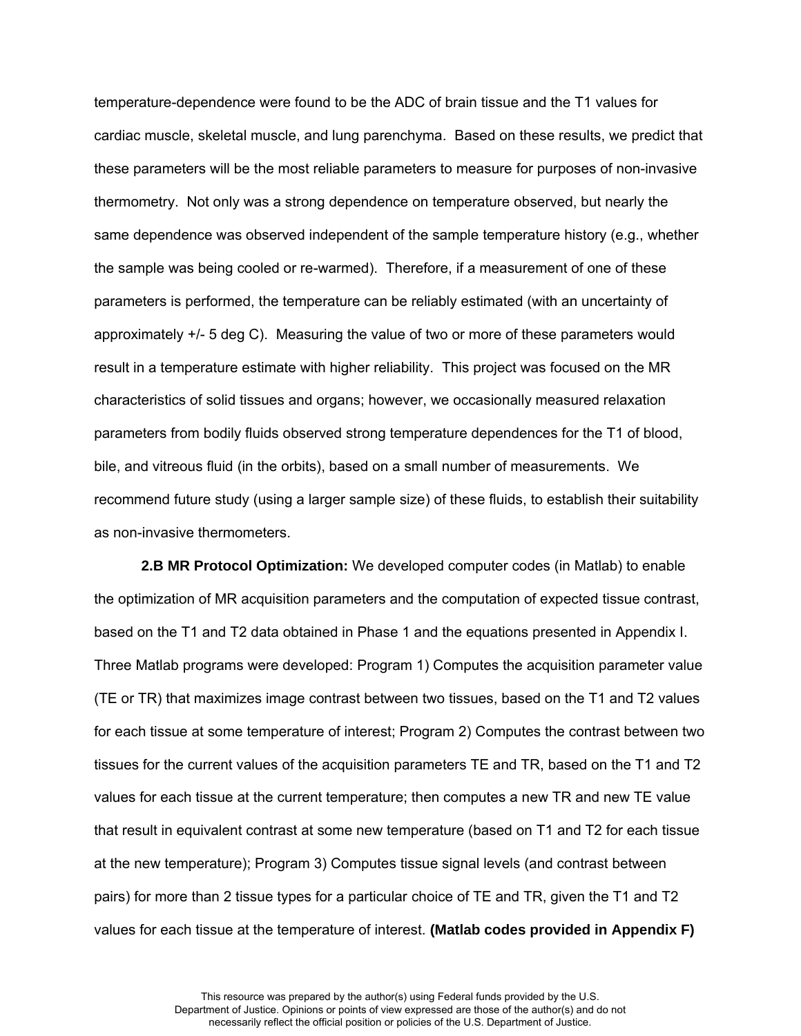temperature-dependence were found to be the ADC of brain tissue and the T1 values for cardiac muscle, skeletal muscle, and lung parenchyma. Based on these results, we predict that these parameters will be the most reliable parameters to measure for purposes of non-invasive thermometry. Not only was a strong dependence on temperature observed, but nearly the same dependence was observed independent of the sample temperature history (e.g., whether the sample was being cooled or re-warmed). Therefore, if a measurement of one of these parameters is performed, the temperature can be reliably estimated (with an uncertainty of approximately +/- 5 deg C). Measuring the value of two or more of these parameters would result in a temperature estimate with higher reliability. This project was focused on the MR characteristics of solid tissues and organs; however, we occasionally measured relaxation parameters from bodily fluids observed strong temperature dependences for the T1 of blood, bile, and vitreous fluid (in the orbits), based on a small number of measurements. We recommend future study (using a larger sample size) of these fluids, to establish their suitability as non-invasive thermometers.

**2.B MR Protocol Optimization:** We developed computer codes (in Matlab) to enable the optimization of MR acquisition parameters and the computation of expected tissue contrast, based on the T1 and T2 data obtained in Phase 1 and the equations presented in Appendix I. Three Matlab programs were developed: Program 1) Computes the acquisition parameter value (TE or TR) that maximizes image contrast between two tissues, based on the T1 and T2 values for each tissue at some temperature of interest; Program 2) Computes the contrast between two tissues for the current values of the acquisition parameters TE and TR, based on the T1 and T2 values for each tissue at the current temperature; then computes a new TR and new TE value that result in equivalent contrast at some new temperature (based on T1 and T2 for each tissue at the new temperature); Program 3) Computes tissue signal levels (and contrast between pairs) for more than 2 tissue types for a particular choice of TE and TR, given the T1 and T2 values for each tissue at the temperature of interest. **(Matlab codes provided in Appendix F)**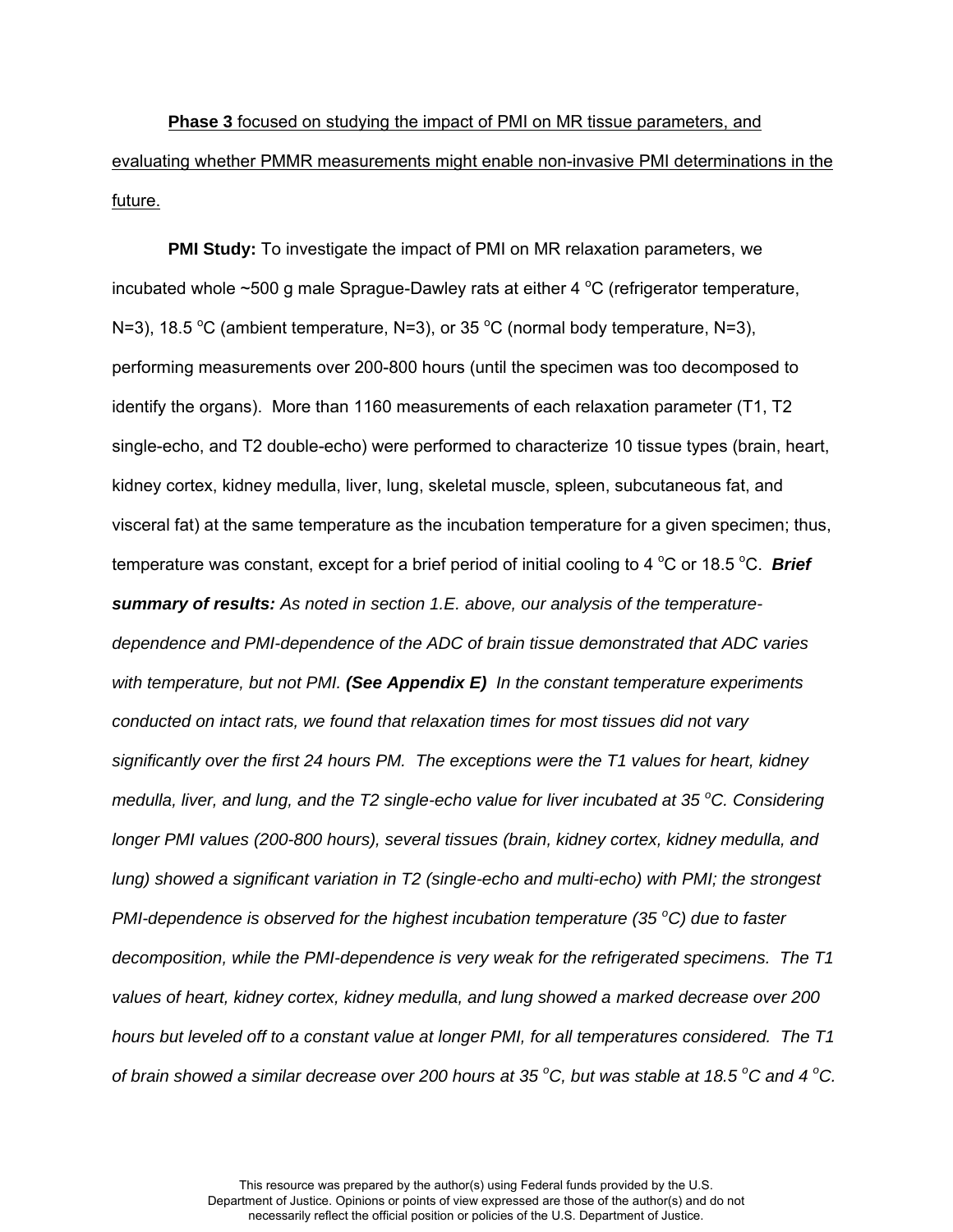**Phase 3** focused on studying the impact of PMI on MR tissue parameters, and evaluating whether PMMR measurements might enable non-invasive PMI determinations in the future.

**PMI Study:** To investigate the impact of PMI on MR relaxation parameters, we incubated whole ~500 g male Sprague-Dawley rats at either 4 °C (refrigerator temperature, N=3), 18.5 °C (ambient temperature, N=3), or 35 °C (normal body temperature, N=3), performing measurements over 200-800 hours (until the specimen was too decomposed to identify the organs). More than 1160 measurements of each relaxation parameter (T1, T2 single-echo, and T2 double-echo) were performed to characterize 10 tissue types (brain, heart, kidney cortex, kidney medulla, liver, lung, skeletal muscle, spleen, subcutaneous fat, and visceral fat) at the same temperature as the incubation temperature for a given specimen; thus, temperature was constant, except for a brief period of initial cooling to 4 °C or 18.5 °C. ***Brief summary of results:*** *As noted in section 1.E. above, our analysis of the temperature-dependence and PMI-dependence of the ADC of brain tissue demonstrated that ADC varies with temperature, but not PMI.* ***(See Appendix E)*** *In the constant temperature experiments conducted on intact rats, we found that relaxation times for most tissues did not vary significantly over the first 24 hours PM. The exceptions were the T1 values for heart, kidney medulla, liver, and lung, and the T2 single-echo value for liver incubated at 35 °C. Considering longer PMI values (200-800 hours), several tissues (brain, kidney cortex, kidney medulla, and lung) showed a significant variation in T2 (single-echo and multi-echo) with PMI; the strongest PMI-dependence is observed for the highest incubation temperature (35 °C) due to faster decomposition, while the PMI-dependence is very weak for the refrigerated specimens. The T1 values of heart, kidney cortex, kidney medulla, and lung showed a marked decrease over 200 hours but leveled off to a constant value at longer PMI, for all temperatures considered. The T1 of brain showed a similar decrease over 200 hours at 35 °C, but was stable at 18.5 °C and 4 °C.*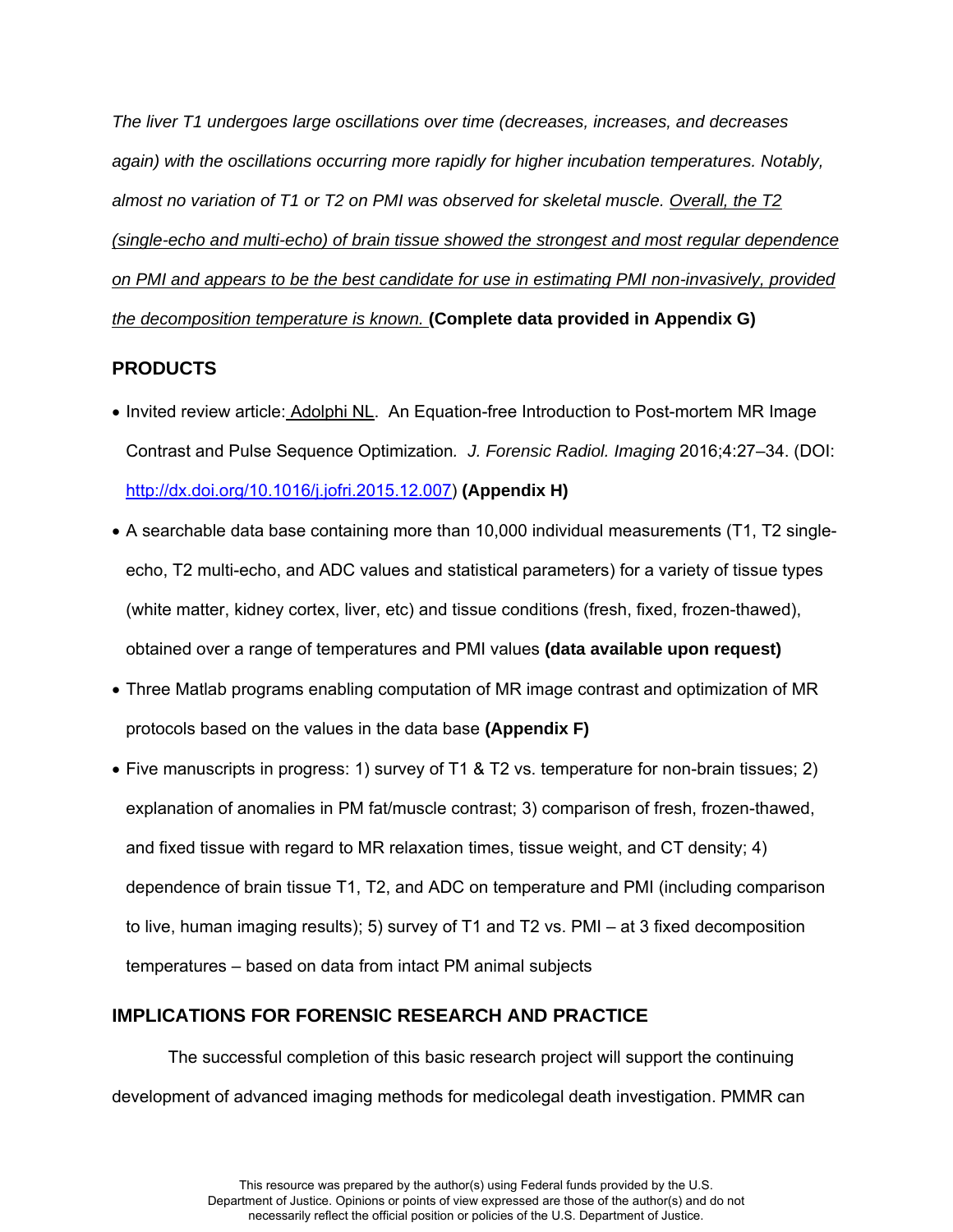*The liver T1 undergoes large oscillations over time (decreases, increases, and decreases again) with the oscillations occurring more rapidly for higher incubation temperatures. Notably, almost no variation of T1 or T2 on PMI was observed for skeletal muscle. <u>Overall, the T2 (single-echo and multi-echo) of brain tissue showed the strongest and most regular dependence on PMI and appears to be the best candidate for use in estimating PMI non-invasively, provided the decomposition temperature is known.</u>* **(Complete data provided in Appendix G)**

## PRODUCTS

- Invited review article: <u>Adolphi NL</u>. An Equation-free Introduction to Post-mortem MR Image Contrast and Pulse Sequence Optimization. *J. Forensic Radiol. Imaging* 2016;4:27–34. (DOI: [http://dx.doi.org/10.1016/j.jofri.2015.12.007](http://dx.doi.org/10.1016/j.jofri.2015.12.007)) **(Appendix H)**
- A searchable data base containing more than 10,000 individual measurements (T1, T2 single-echo, T2 multi-echo, and ADC values and statistical parameters) for a variety of tissue types (white matter, kidney cortex, liver, etc) and tissue conditions (fresh, fixed, frozen-thawed), obtained over a range of temperatures and PMI values **(data available upon request)**
- Three Matlab programs enabling computation of MR image contrast and optimization of MR protocols based on the values in the data base **(Appendix F)**
- Five manuscripts in progress: 1) survey of T1 & T2 vs. temperature for non-brain tissues; 2) explanation of anomalies in PM fat/muscle contrast; 3) comparison of fresh, frozen-thawed, and fixed tissue with regard to MR relaxation times, tissue weight, and CT density; 4) dependence of brain tissue T1, T2, and ADC on temperature and PMI (including comparison to live, human imaging results); 5) survey of T1 and T2 vs. PMI – at 3 fixed decomposition temperatures – based on data from intact PM animal subjects

## IMPLICATIONS FOR FORENSIC RESEARCH AND PRACTICE

The successful completion of this basic research project will support the continuing development of advanced imaging methods for medicolegal death investigation. PMMR can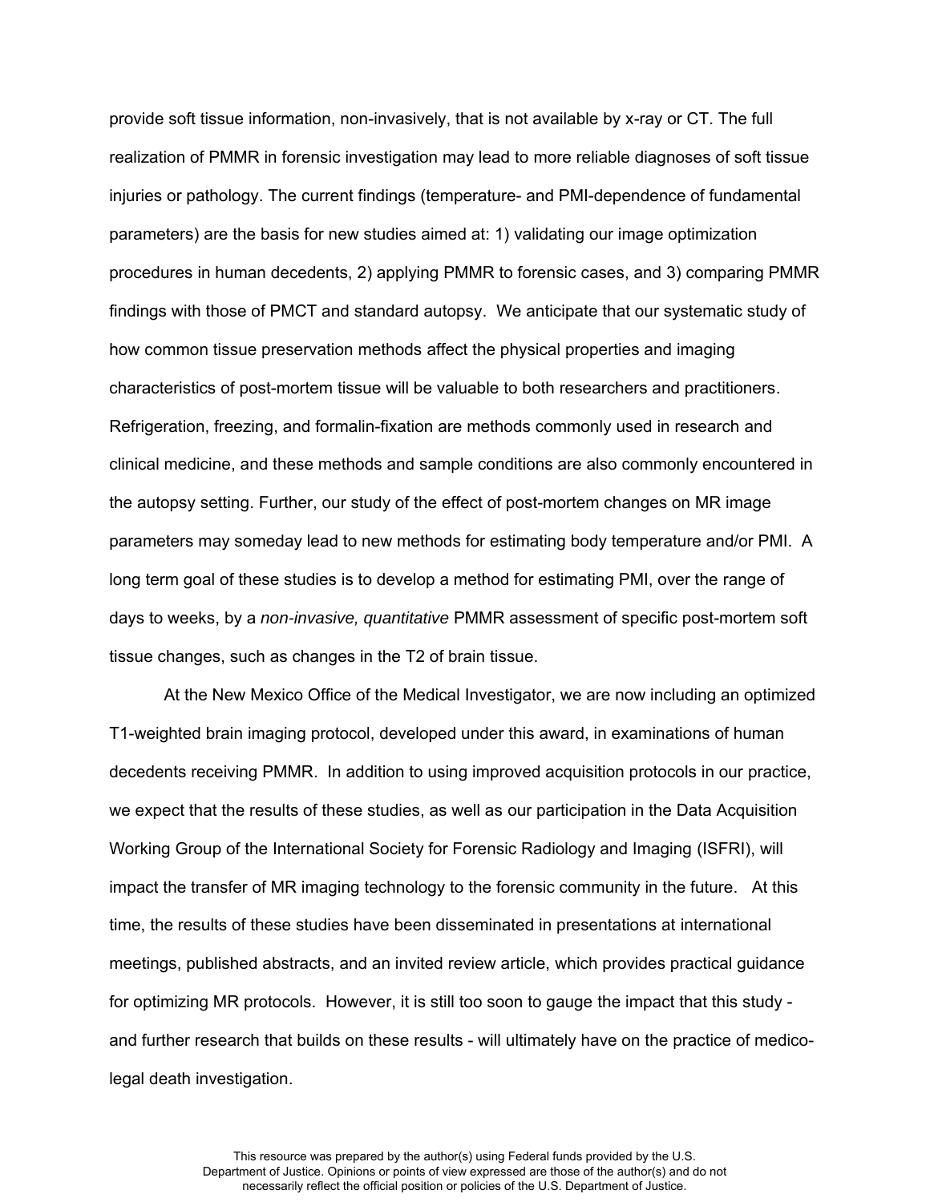provide soft tissue information, non-invasively, that is not available by x-ray or CT. The full realization of PMMR in forensic investigation may lead to more reliable diagnoses of soft tissue injuries or pathology. The current findings (temperature- and PMI-dependence of fundamental parameters) are the basis for new studies aimed at: 1) validating our image optimization procedures in human decedents, 2) applying PMMR to forensic cases, and 3) comparing PMMR findings with those of PMCT and standard autopsy. We anticipate that our systematic study of how common tissue preservation methods affect the physical properties and imaging characteristics of post-mortem tissue will be valuable to both researchers and practitioners. Refrigeration, freezing, and formalin-fixation are methods commonly used in research and clinical medicine, and these methods and sample conditions are also commonly encountered in the autopsy setting. Further, our study of the effect of post-mortem changes on MR image parameters may someday lead to new methods for estimating body temperature and/or PMI. A long term goal of these studies is to develop a method for estimating PMI, over the range of days to weeks, by a *non-invasive, quantitative* PMMR assessment of specific post-mortem soft tissue changes, such as changes in the T2 of brain tissue.

At the New Mexico Office of the Medical Investigator, we are now including an optimized T1-weighted brain imaging protocol, developed under this award, in examinations of human decedents receiving PMMR. In addition to using improved acquisition protocols in our practice, we expect that the results of these studies, as well as our participation in the Data Acquisition Working Group of the International Society for Forensic Radiology and Imaging (ISFRI), will impact the transfer of MR imaging technology to the forensic community in the future. At this time, the results of these studies have been disseminated in presentations at international meetings, published abstracts, and an invited review article, which provides practical guidance for optimizing MR protocols. However, it is still too soon to gauge the impact that this study - and further research that builds on these results - will ultimately have on the practice of medico-legal death investigation.